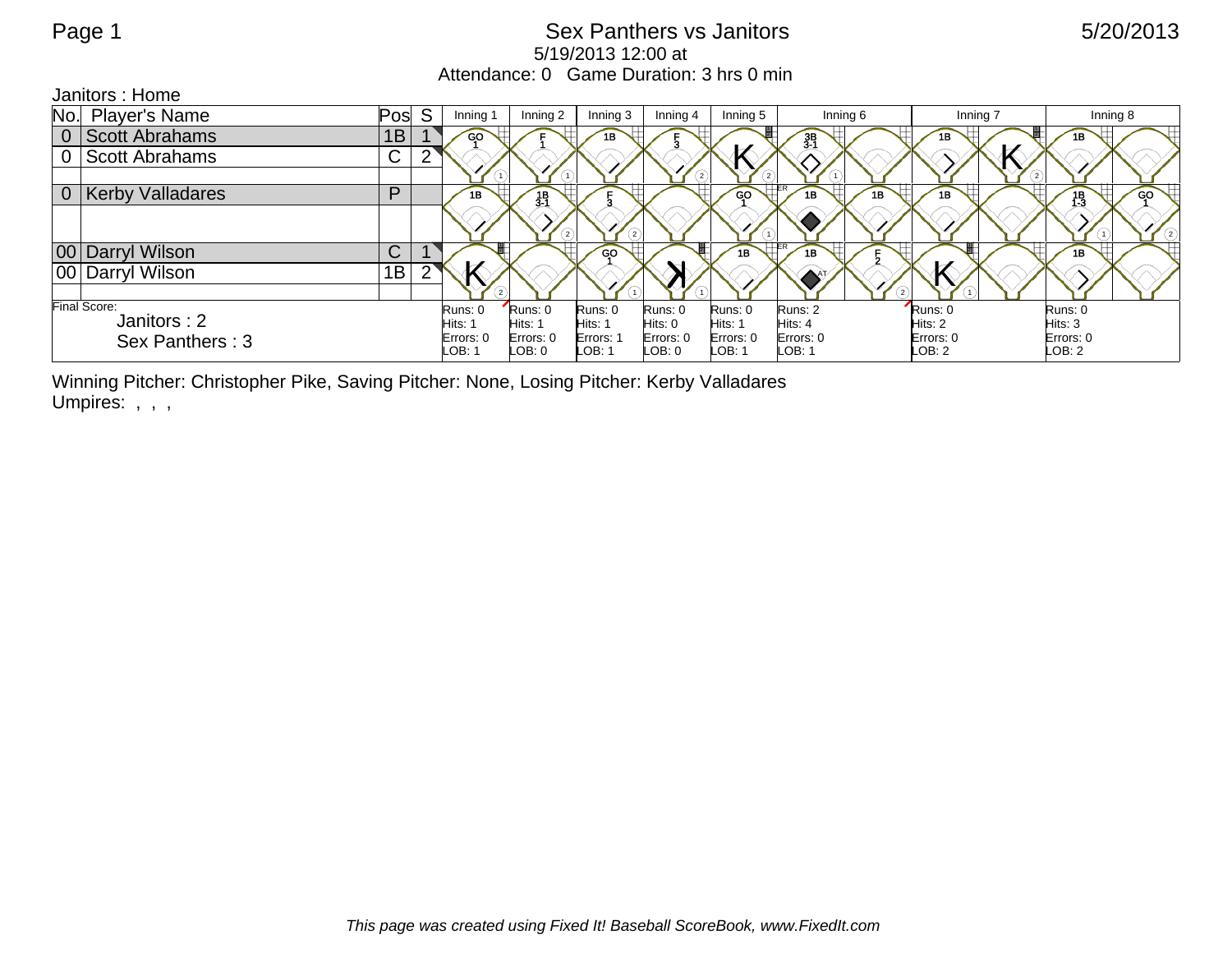# Sex Panthers vs Janitors

5/20/2013

5/19/2013 12:00 at

Attendance: 0   Game Duration: 3 hrs 0 min

Janitors : Home

| No. | Player's Name | Pos | S | Inning 1 | Inning 2 | Inning 3 | Inning 4 | Inning 5 | Inning 6 | | Inning 7 | | Inning 8 | |
|---|---|---|---|---|---|---|---|---|---|---|---|---|---|---|
| 0 | Scott Abrahams | 1B | 1 | GO 1 | F 1 | 1B | F 3 | K | 3B 3-1 | | 1B | K | 1B | |
| 0 | Scott Abrahams | C | 2 | | | | | | | | | | | |
| 0 | Kerby Valladares | P | | 1B | 1B 3-1 | F 3 | | GO 1 | 1B | 1B | 1B | | 1B 1-3 | GO 1 |
| 00 | Darryl Wilson | C | 1 | K | | GO 1 | K | 1B | 1B | F 2 | K | | 1B | |
| 00 | Darryl Wilson | 1B | 2 | | | | | | | | | | | |
| | | | | Runs: 0<br>Hits: 1<br>Errors: 0<br>LOB: 1 | Runs: 0<br>Hits: 1<br>Errors: 0<br>LOB: 0 | Runs: 0<br>Hits: 1<br>Errors: 1<br>LOB: 1 | Runs: 0<br>Hits: 0<br>Errors: 0<br>LOB: 0 | Runs: 0<br>Hits: 1<br>Errors: 0<br>LOB: 1 | Runs: 2<br>Hits: 4<br>Errors: 0<br>LOB: 1 | | Runs: 0<br>Hits: 2<br>Errors: 0<br>LOB: 2 | | Runs: 0<br>Hits: 3<br>Errors: 0<br>LOB: 2 | |

Final Score:
Janitors : 2
Sex Panthers : 3

Winning Pitcher: Christopher Pike, Saving Pitcher: None, Losing Pitcher: Kerby Valladares

Umpires: , , ,

*This page was created using Fixed It! Baseball ScoreBook, www.FixedIt.com*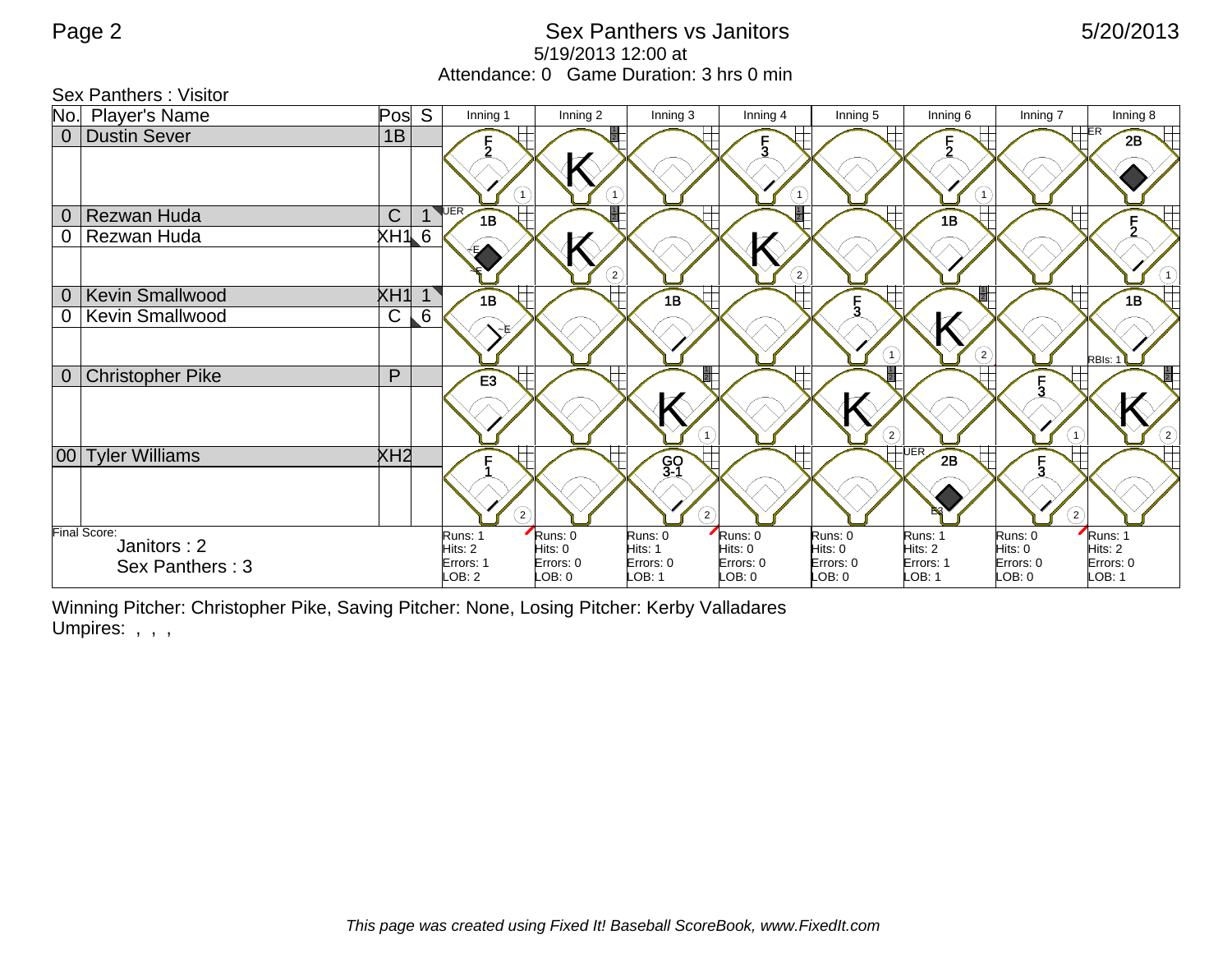# Sex Panthers vs Janitors

5/19/2013 12:00 at

Attendance: 0 Game Duration: 3 hrs 0 min

Sex Panthers : Visitor

| No. | Player's Name | Pos | S | Inning 1 | Inning 2 | Inning 3 | Inning 4 | Inning 5 | Inning 6 | Inning 7 | Inning 8 |
|---|---|---|---|---|---|---|---|---|---|---|---|
| 0 | Dustin Sever | 1B | | F 2 (1) | K (1) | | F 3 (1) | | F 2 (1) | | ER 2B |
| 0 | Rezwan Huda | C | 1 | UER 1B E E | K (2) | | K (2) | | 1B | | F 2 (1) |
| 0 | Rezwan Huda | XH1 | 6 | | | | | | | | |
| 0 | Kevin Smallwood | XH1 | 1 | 1B E | | 1B | | F 3 (1) | K (2) | | 1B RBIs: 1 |
| 0 | Kevin Smallwood | C | 6 | | | | | | | | |
| 0 | Christopher Pike | P | | E3 | | K (1) | | K (2) | | F 3 (1) | K (2) |
| 00 | Tyler Williams | XH2 | | F 1 (2) | | GO 3-1 (2) | | | UER 2B E3 | F 3 (2) | |
| | | | | Runs: 1 Hits: 2 Errors: 1 LOB: 2 | Runs: 0 Hits: 0 Errors: 0 LOB: 0 | Runs: 0 Hits: 1 Errors: 0 LOB: 1 | Runs: 0 Hits: 0 Errors: 0 LOB: 0 | Runs: 0 Hits: 0 Errors: 0 LOB: 0 | Runs: 1 Hits: 2 Errors: 1 LOB: 1 | Runs: 0 Hits: 0 Errors: 0 LOB: 0 | Runs: 1 Hits: 2 Errors: 0 LOB: 1 |

Final Score:
Janitors : 2
Sex Panthers : 3

Winning Pitcher: Christopher Pike, Saving Pitcher: None, Losing Pitcher: Kerby Valladares

Umpires: , , ,

*This page was created using Fixed It! Baseball ScoreBook, www.FixedIt.com*